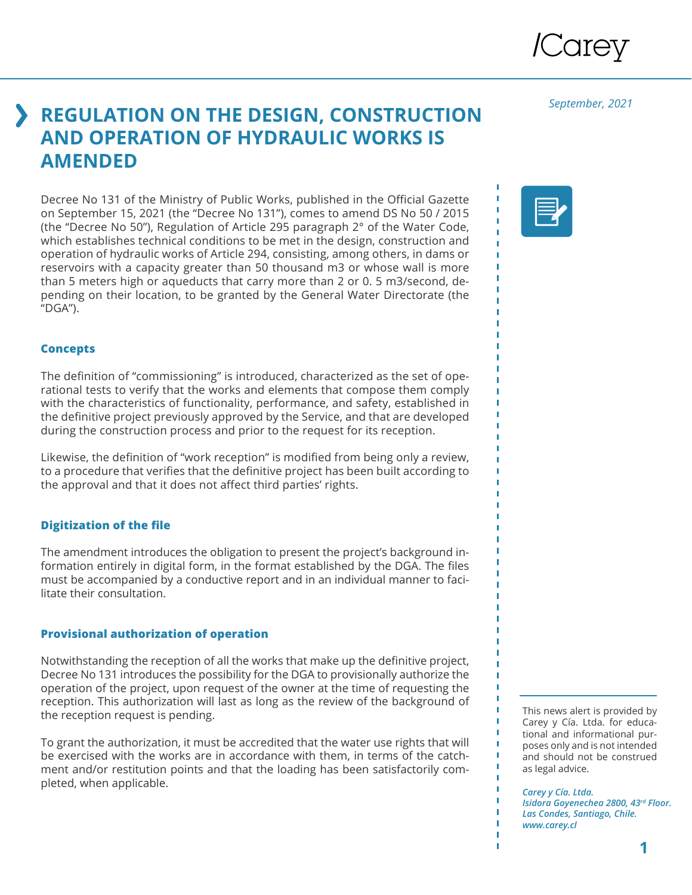September, 2021

# REGULATION ON THE DESIGN, CONSTRUCTION AND OPERATION OF HYDRAULIC WORKS IS AMENDED

Decree No 131 of the Ministry of Public Works, published in the Official Gazette on September 15, 2021 (the "Decree No 131"), comes to amend DS No 50 / 2015 (the "Decree No 50"), Regulation of Article 295 paragraph 2° of the Water Code, which establishes technical conditions to be met in the design, construction and operation of hydraulic works of Article 294, consisting, among others, in dams or reservoirs with a capacity greater than 50 thousand m3 or whose wall is more than 5 meters high or aqueducts that carry more than 2 or 0. 5 m3/second, depending on their location, to be granted by the General Water Directorate (the "DGA").

## Concepts

The definition of "commissioning" is introduced, characterized as the set of operational tests to verify that the works and elements that compose them comply with the characteristics of functionality, performance, and safety, established in the definitive project previously approved by the Service, and that are developed during the construction process and prior to the request for its reception.

Likewise, the definition of "work reception" is modified from being only a review, to a procedure that verifies that the definitive project has been built according to the approval and that it does not affect third parties' rights.

## Digitization of the file

The amendment introduces the obligation to present the project's background information entirely in digital form, in the format established by the DGA. The files must be accompanied by a conductive report and in an individual manner to facilitate their consultation.

## Provisional authorization of operation

Notwithstanding the reception of all the works that make up the definitive project, Decree No 131 introduces the possibility for the DGA to provisionally authorize the operation of the project, upon request of the owner at the time of requesting the reception. This authorization will last as long as the review of the background of the reception request is pending.

To grant the authorization, it must be accredited that the water use rights that will be exercised with the works are in accordance with them, in terms of the catchment and/or restitution points and that the loading has been satisfactorily completed, when applicable.

This news alert is provided by Carey y Cía. Ltda. for educational and informational purposes only and is not intended and should not be construed as legal advice.

*Carey y Cía. Ltda.*
*Isidora Goyenechea 2800, 43rd Floor.*
*Las Condes, Santiago, Chile.*
*www.carey.cl*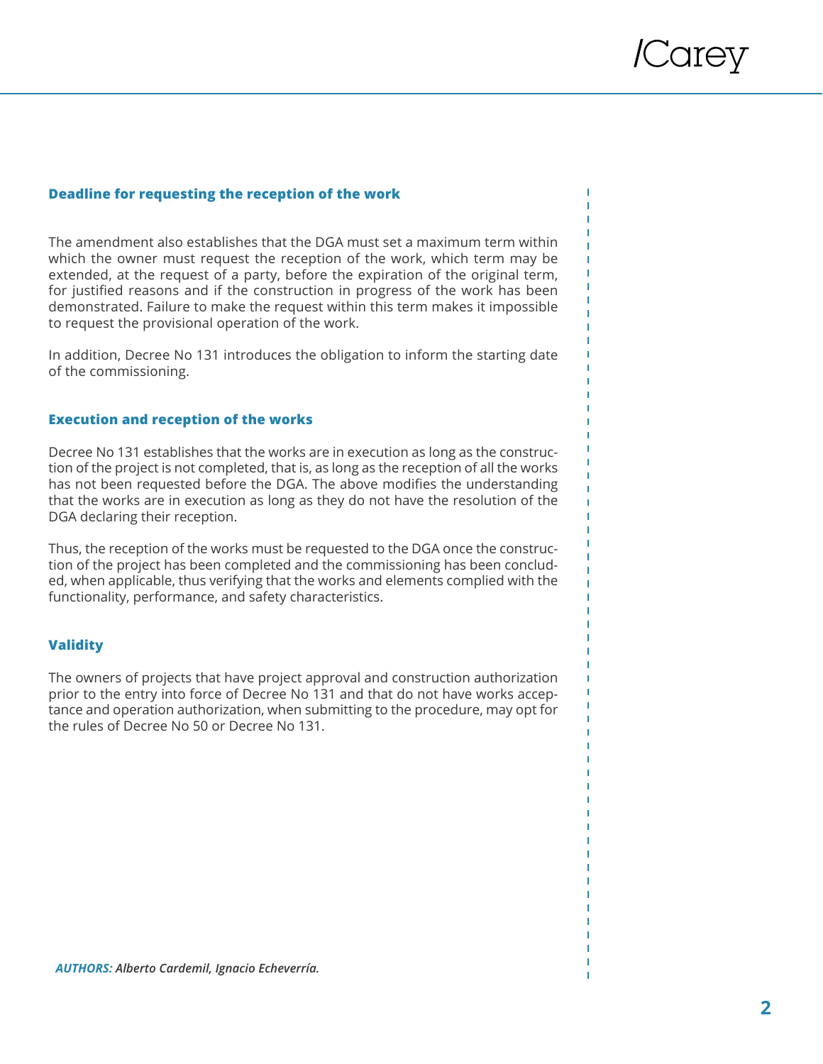### Deadline for requesting the reception of the work

The amendment also establishes that the DGA must set a maximum term within which the owner must request the reception of the work, which term may be extended, at the request of a party, before the expiration of the original term, for justified reasons and if the construction in progress of the work has been demonstrated. Failure to make the request within this term makes it impossible to request the provisional operation of the work.

In addition, Decree No 131 introduces the obligation to inform the starting date of the commissioning.

### Execution and reception of the works

Decree No 131 establishes that the works are in execution as long as the construction of the project is not completed, that is, as long as the reception of all the works has not been requested before the DGA. The above modifies the understanding that the works are in execution as long as they do not have the resolution of the DGA declaring their reception.

Thus, the reception of the works must be requested to the DGA once the construction of the project has been completed and the commissioning has been concluded, when applicable, thus verifying that the works and elements complied with the functionality, performance, and safety characteristics.

### Validity

The owners of projects that have project approval and construction authorization prior to the entry into force of Decree No 131 and that do not have works acceptance and operation authorization, when submitting to the procedure, may opt for the rules of Decree No 50 or Decree No 131.

***AUTHORS:*** ***Alberto Cardemil, Ignacio Echeverría.***